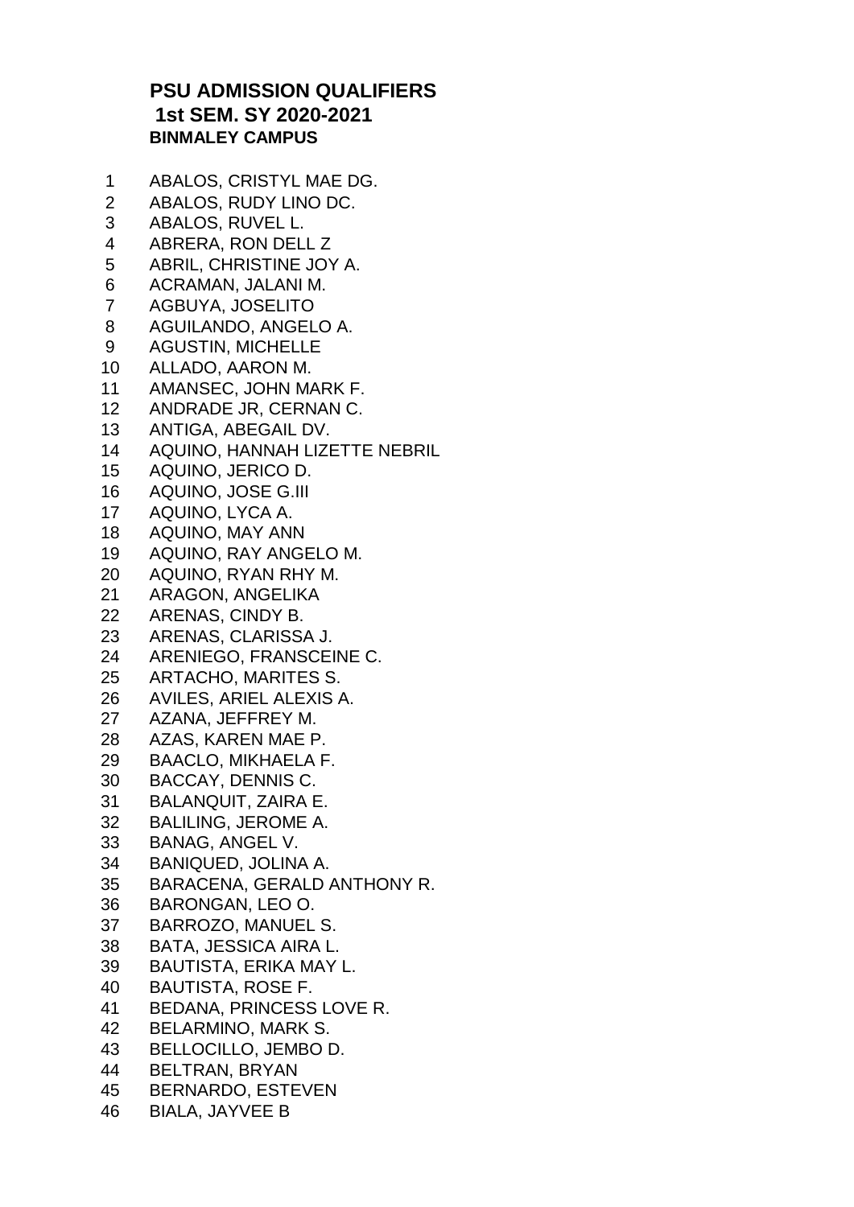# PSU ADMISSION QUALIFIERS
## 1st SEM. SY 2020-2021
### BINMALEY CAMPUS

1. ABALOS, CRISTYL MAE DG.
2. ABALOS, RUDY LINO DC.
3. ABALOS, RUVEL L.
4. ABRERA, RON DELL Z
5. ABRIL, CHRISTINE JOY A.
6. ACRAMAN, JALANI M.
7. AGBUYA, JOSELITO
8. AGUILANDO, ANGELO A.
9. AGUSTIN, MICHELLE
10. ALLADO, AARON M.
11. AMANSEC, JOHN MARK F.
12. ANDRADE JR, CERNAN C.
13. ANTIGA, ABEGAIL DV.
14. AQUINO, HANNAH LIZETTE NEBRIL
15. AQUINO, JERICO D.
16. AQUINO, JOSE G.III
17. AQUINO, LYCA A.
18. AQUINO, MAY ANN
19. AQUINO, RAY ANGELO M.
20. AQUINO, RYAN RHY M.
21. ARAGON, ANGELIKA
22. ARENAS, CINDY B.
23. ARENAS, CLARISSA J.
24. ARENIEGO, FRANSCEINE C.
25. ARTACHO, MARITES S.
26. AVILES, ARIEL ALEXIS A.
27. AZANA, JEFFREY M.
28. AZAS, KAREN MAE P.
29. BAACLO, MIKHAELA F.
30. BACCAY, DENNIS C.
31. BALANQUIT, ZAIRA E.
32. BALILING, JEROME A.
33. BANAG, ANGEL V.
34. BANIQUED, JOLINA A.
35. BARACENA, GERALD ANTHONY R.
36. BARONGAN, LEO O.
37. BARROZO, MANUEL S.
38. BATA, JESSICA AIRA L.
39. BAUTISTA, ERIKA MAY L.
40. BAUTISTA, ROSE F.
41. BEDANA, PRINCESS LOVE R.
42. BELARMINO, MARK S.
43. BELLOCILLO, JEMBO D.
44. BELTRAN, BRYAN
45. BERNARDO, ESTEVEN
46. BIALA, JAYVEE B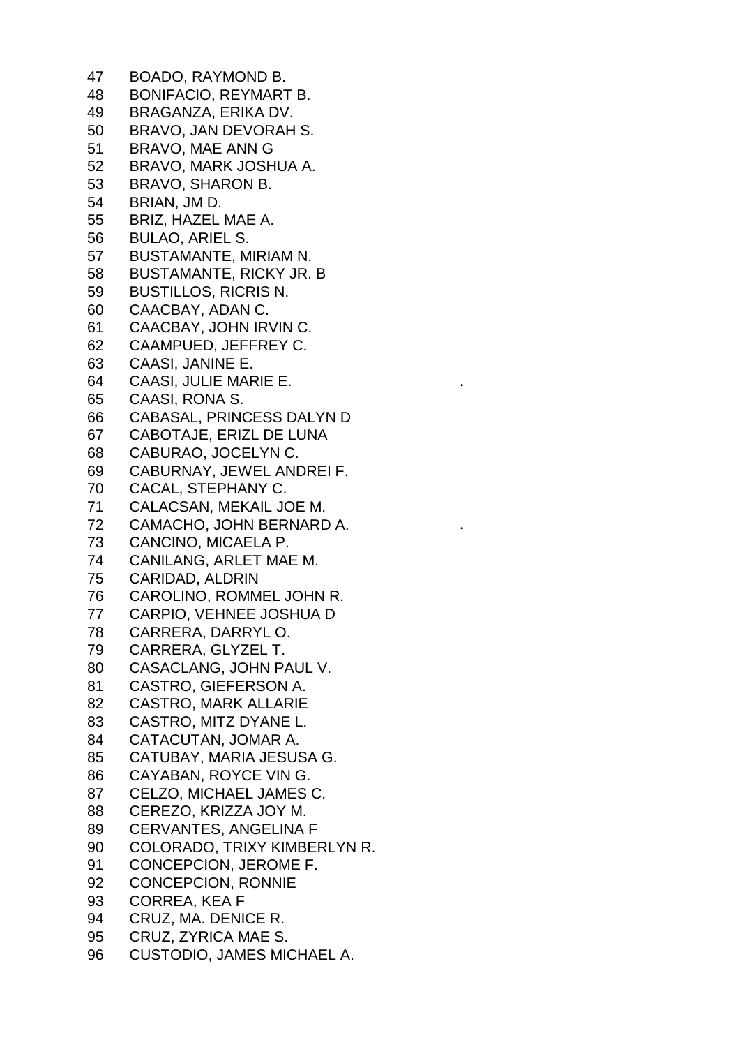47 BOADO, RAYMOND B.
48 BONIFACIO, REYMART B.
49 BRAGANZA, ERIKA DV.
50 BRAVO, JAN DEVORAH S.
51 BRAVO, MAE ANN G
52 BRAVO, MARK JOSHUA A.
53 BRAVO, SHARON B.
54 BRIAN, JM D.
55 BRIZ, HAZEL MAE A.
56 BULAO, ARIEL S.
57 BUSTAMANTE, MIRIAM N.
58 BUSTAMANTE, RICKY JR. B
59 BUSTILLOS, RICRIS N.
60 CAACBAY, ADAN C.
61 CAACBAY, JOHN IRVIN C.
62 CAAMPUED, JEFFREY C.
63 CAASI, JANINE E.
64 CAASI, JULIE MARIE E. .
65 CAASI, RONA S.
66 CABASAL, PRINCESS DALYN D
67 CABOTAJE, ERIZL DE LUNA
68 CABURAO, JOCELYN C.
69 CABURNAY, JEWEL ANDREI F.
70 CACAL, STEPHANY C.
71 CALACSAN, MEKAIL JOE M.
72 CAMACHO, JOHN BERNARD A. .
73 CANCINO, MICAELA P.
74 CANILANG, ARLET MAE M.
75 CARIDAD, ALDRIN
76 CAROLINO, ROMMEL JOHN R.
77 CARPIO, VEHNEE JOSHUA D
78 CARRERA, DARRYL O.
79 CARRERA, GLYZEL T.
80 CASACLANG, JOHN PAUL V.
81 CASTRO, GIEFERSON A.
82 CASTRO, MARK ALLARIE
83 CASTRO, MITZ DYANE L.
84 CATACUTAN, JOMAR A.
85 CATUBAY, MARIA JESUSA G.
86 CAYABAN, ROYCE VIN G.
87 CELZO, MICHAEL JAMES C.
88 CEREZO, KRIZZA JOY M.
89 CERVANTES, ANGELINA F
90 COLORADO, TRIXY KIMBERLYN R.
91 CONCEPCION, JEROME F.
92 CONCEPCION, RONNIE
93 CORREA, KEA F
94 CRUZ, MA. DENICE R.
95 CRUZ, ZYRICA MAE S.
96 CUSTODIO, JAMES MICHAEL A.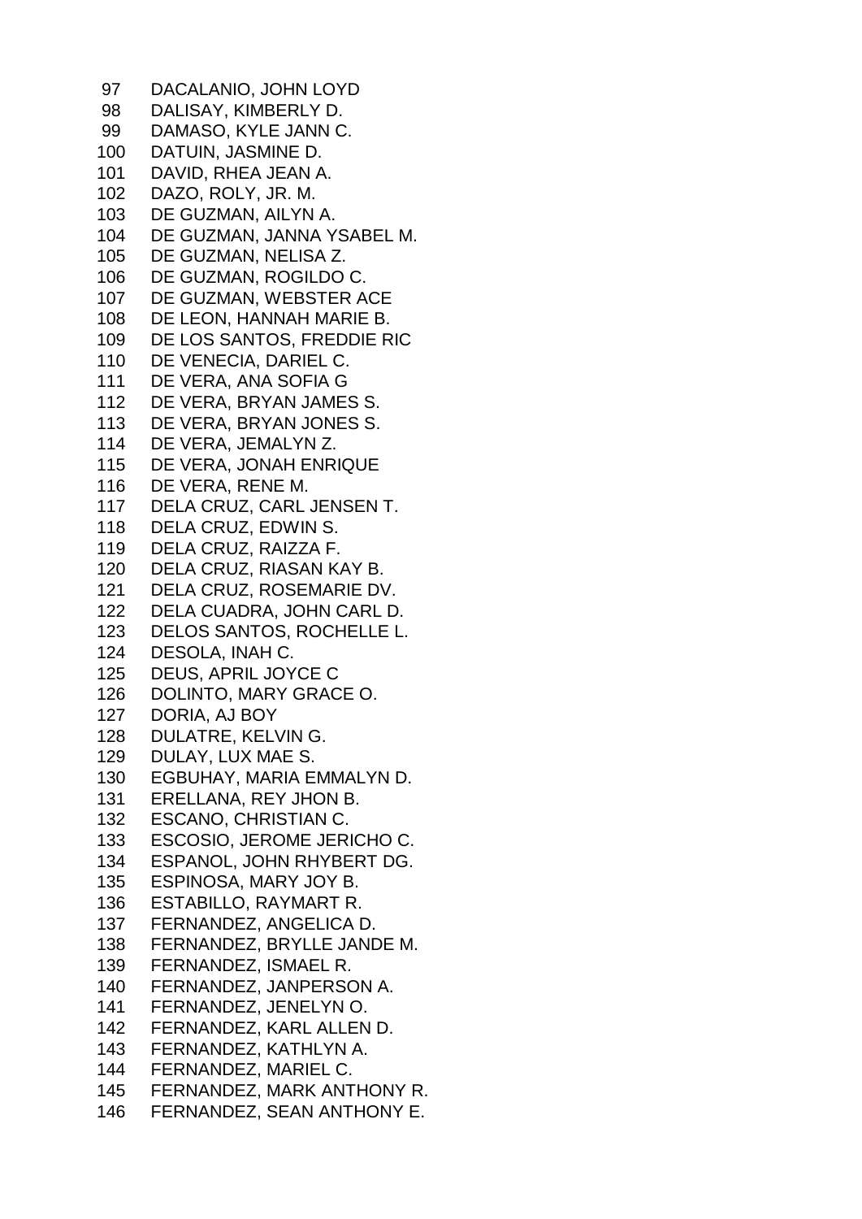97 DACALANIO, JOHN LOYD
98 DALISAY, KIMBERLY D.
99 DAMASO, KYLE JANN C.
100 DATUIN, JASMINE D.
101 DAVID, RHEA JEAN A.
102 DAZO, ROLY, JR. M.
103 DE GUZMAN, AILYN A.
104 DE GUZMAN, JANNA YSABEL M.
105 DE GUZMAN, NELISA Z.
106 DE GUZMAN, ROGILDO C.
107 DE GUZMAN, WEBSTER ACE
108 DE LEON, HANNAH MARIE B.
109 DE LOS SANTOS, FREDDIE RIC
110 DE VENECIA, DARIEL C.
111 DE VERA, ANA SOFIA G
112 DE VERA, BRYAN JAMES S.
113 DE VERA, BRYAN JONES S.
114 DE VERA, JEMALYN Z.
115 DE VERA, JONAH ENRIQUE
116 DE VERA, RENE M.
117 DELA CRUZ, CARL JENSEN T.
118 DELA CRUZ, EDWIN S.
119 DELA CRUZ, RAIZZA F.
120 DELA CRUZ, RIASAN KAY B.
121 DELA CRUZ, ROSEMARIE DV.
122 DELA CUADRA, JOHN CARL D.
123 DELOS SANTOS, ROCHELLE L.
124 DESOLA, INAH C.
125 DEUS, APRIL JOYCE C
126 DOLINTO, MARY GRACE O.
127 DORIA, AJ BOY
128 DULATRE, KELVIN G.
129 DULAY, LUX MAE S.
130 EGBUHAY, MARIA EMMALYN D.
131 ERELLANA, REY JHON B.
132 ESCANO, CHRISTIAN C.
133 ESCOSIO, JEROME JERICHO C.
134 ESPANOL, JOHN RHYBERT DG.
135 ESPINOSA, MARY JOY B.
136 ESTABILLO, RAYMART R.
137 FERNANDEZ, ANGELICA D.
138 FERNANDEZ, BRYLLE JANDE M.
139 FERNANDEZ, ISMAEL R.
140 FERNANDEZ, JANPERSON A.
141 FERNANDEZ, JENELYN O.
142 FERNANDEZ, KARL ALLEN D.
143 FERNANDEZ, KATHLYN A.
144 FERNANDEZ, MARIEL C.
145 FERNANDEZ, MARK ANTHONY R.
146 FERNANDEZ, SEAN ANTHONY E.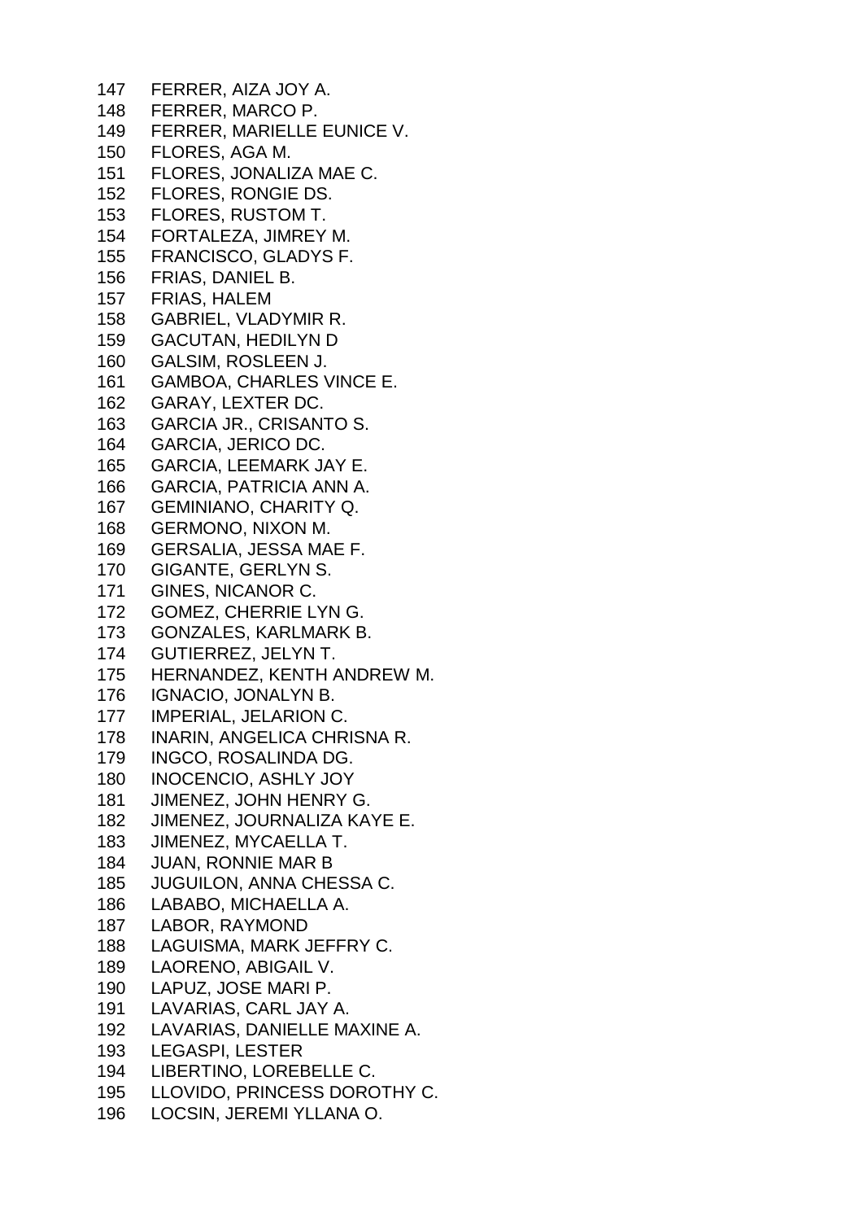147 FERRER, AIZA JOY A.
148 FERRER, MARCO P.
149 FERRER, MARIELLE EUNICE V.
150 FLORES, AGA M.
151 FLORES, JONALIZA MAE C.
152 FLORES, RONGIE DS.
153 FLORES, RUSTOM T.
154 FORTALEZA, JIMREY M.
155 FRANCISCO, GLADYS F.
156 FRIAS, DANIEL B.
157 FRIAS, HALEM
158 GABRIEL, VLADYMIR R.
159 GACUTAN, HEDILYN D
160 GALSIM, ROSLEEN J.
161 GAMBOA, CHARLES VINCE E.
162 GARAY, LEXTER DC.
163 GARCIA JR., CRISANTO S.
164 GARCIA, JERICO DC.
165 GARCIA, LEEMARK JAY E.
166 GARCIA, PATRICIA ANN A.
167 GEMINIANO, CHARITY Q.
168 GERMONO, NIXON M.
169 GERSALIA, JESSA MAE F.
170 GIGANTE, GERLYN S.
171 GINES, NICANOR C.
172 GOMEZ, CHERRIE LYN G.
173 GONZALES, KARLMARK B.
174 GUTIERREZ, JELYN T.
175 HERNANDEZ, KENTH ANDREW M.
176 IGNACIO, JONALYN B.
177 IMPERIAL, JELARION C.
178 INARIN, ANGELICA CHRISNA R.
179 INGCO, ROSALINDA DG.
180 INOCENCIO, ASHLY JOY
181 JIMENEZ, JOHN HENRY G.
182 JIMENEZ, JOURNALIZA KAYE E.
183 JIMENEZ, MYCAELLA T.
184 JUAN, RONNIE MAR B
185 JUGUILON, ANNA CHESSA C.
186 LABABO, MICHAELLA A.
187 LABOR, RAYMOND
188 LAGUISMA, MARK JEFFRY C.
189 LAORENO, ABIGAIL V.
190 LAPUZ, JOSE MARI P.
191 LAVARIAS, CARL JAY A.
192 LAVARIAS, DANIELLE MAXINE A.
193 LEGASPI, LESTER
194 LIBERTINO, LOREBELLE C.
195 LLOVIDO, PRINCESS DOROTHY C.
196 LOCSIN, JEREMI YLLANA O.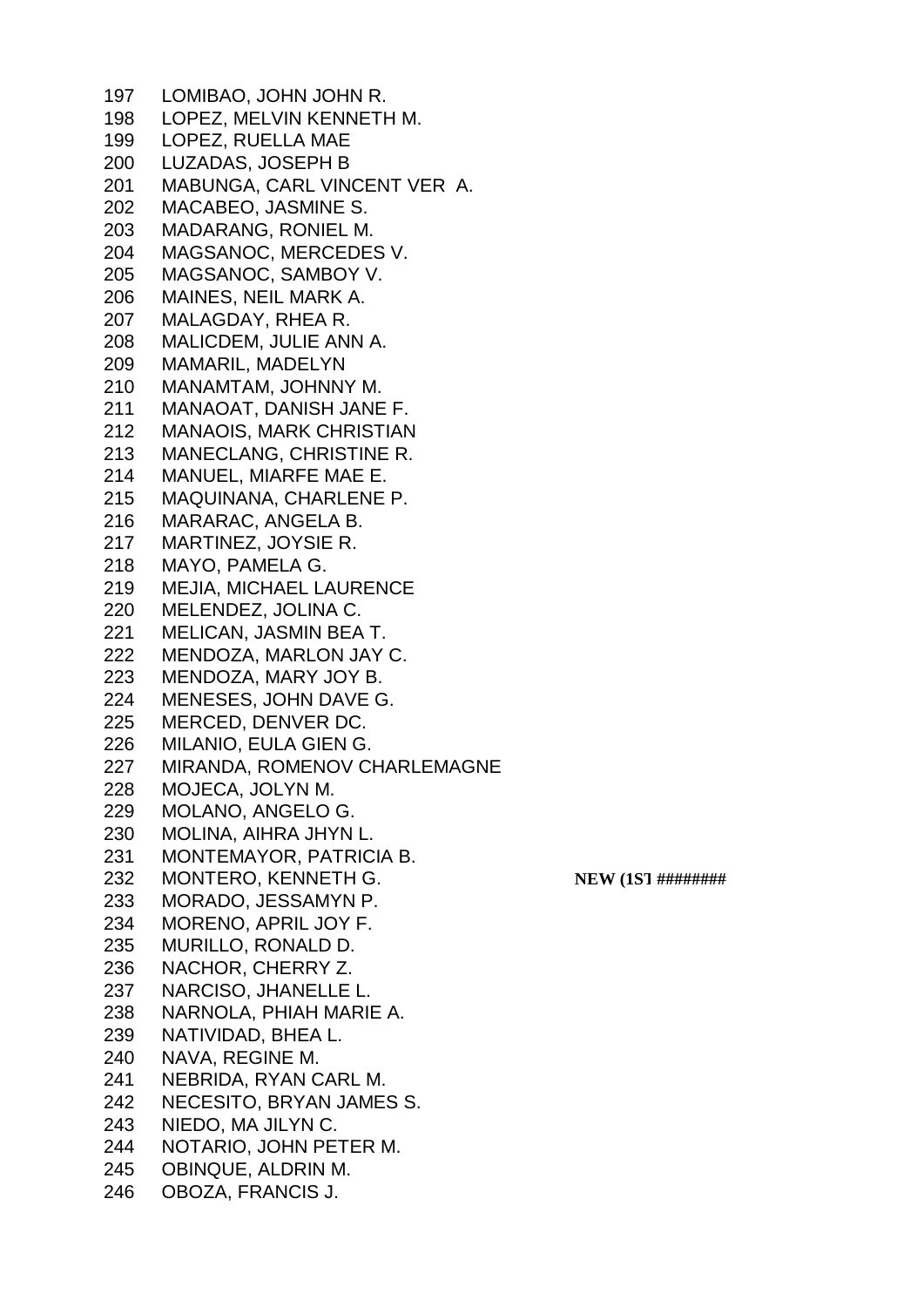197 LOMIBAO, JOHN JOHN R.
198 LOPEZ, MELVIN KENNETH M.
199 LOPEZ, RUELLA MAE
200 LUZADAS, JOSEPH B
201 MABUNGA, CARL VINCENT VER A.
202 MACABEO, JASMINE S.
203 MADARANG, RONIEL M.
204 MAGSANOC, MERCEDES V.
205 MAGSANOC, SAMBOY V.
206 MAINES, NEIL MARK A.
207 MALAGDAY, RHEA R.
208 MALICDEM, JULIE ANN A.
209 MAMARIL, MADELYN
210 MANAMTAM, JOHNNY M.
211 MANAOAT, DANISH JANE F.
212 MANAOIS, MARK CHRISTIAN
213 MANECLANG, CHRISTINE R.
214 MANUEL, MIARFE MAE E.
215 MAQUINANA, CHARLENE P.
216 MARARAC, ANGELA B.
217 MARTINEZ, JOYSIE R.
218 MAYO, PAMELA G.
219 MEJIA, MICHAEL LAURENCE
220 MELENDEZ, JOLINA C.
221 MELICAN, JASMIN BEA T.
222 MENDOZA, MARLON JAY C.
223 MENDOZA, MARY JOY B.
224 MENESES, JOHN DAVE G.
225 MERCED, DENVER DC.
226 MILANIO, EULA GIEN G.
227 MIRANDA, ROMENOV CHARLEMAGNE
228 MOJECA, JOLYN M.
229 MOLANO, ANGELO G.
230 MOLINA, AIHRA JHYN L.
231 MONTEMAYOR, PATRICIA B.
232 MONTERO, KENNETH G. **NEW (1ST ########**
233 MORADO, JESSAMYN P.
234 MORENO, APRIL JOY F.
235 MURILLO, RONALD D.
236 NACHOR, CHERRY Z.
237 NARCISO, JHANELLE L.
238 NARNOLA, PHIAH MARIE A.
239 NATIVIDAD, BHEA L.
240 NAVA, REGINE M.
241 NEBRIDA, RYAN CARL M.
242 NECESITO, BRYAN JAMES S.
243 NIEDO, MA JILYN C.
244 NOTARIO, JOHN PETER M.
245 OBINQUE, ALDRIN M.
246 OBOZA, FRANCIS J.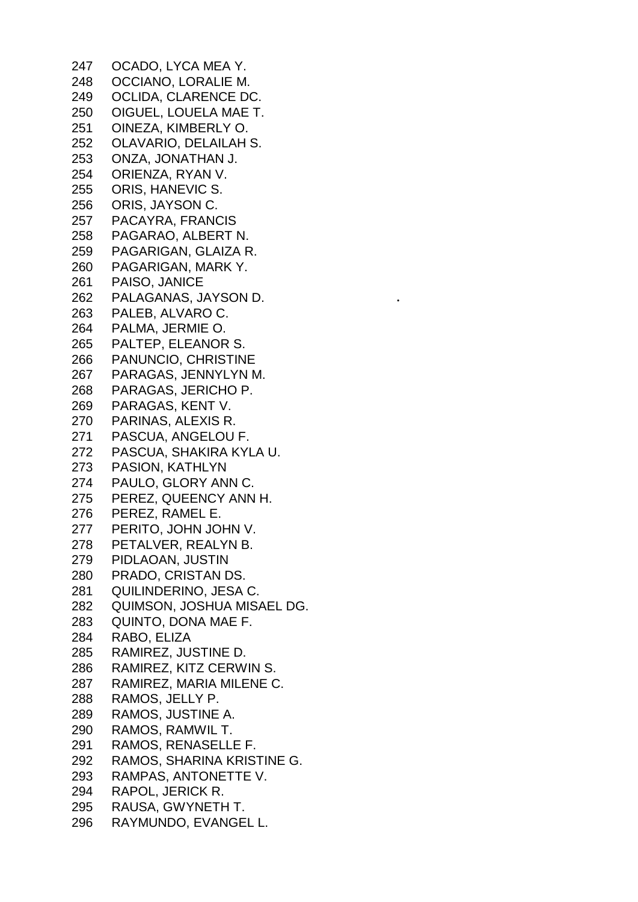247 OCADO, LYCA MEA Y.
248 OCCIANO, LORALIE M.
249 OCLIDA, CLARENCE DC.
250 OIGUEL, LOUELA MAE T.
251 OINEZA, KIMBERLY O.
252 OLAVARIO, DELAILAH S.
253 ONZA, JONATHAN J.
254 ORIENZA, RYAN V.
255 ORIS, HANEVIC S.
256 ORIS, JAYSON C.
257 PACAYRA, FRANCIS
258 PAGARAO, ALBERT N.
259 PAGARIGAN, GLAIZA R.
260 PAGARIGAN, MARK Y.
261 PAISO, JANICE
262 PALAGANAS, JAYSON D.
263 PALEB, ALVARO C.
264 PALMA, JERMIE O.
265 PALTEP, ELEANOR S.
266 PANUNCIO, CHRISTINE
267 PARAGAS, JENNYLYN M.
268 PARAGAS, JERICHO P.
269 PARAGAS, KENT V.
270 PARINAS, ALEXIS R.
271 PASCUA, ANGELOU F.
272 PASCUA, SHAKIRA KYLA U.
273 PASION, KATHLYN
274 PAULO, GLORY ANN C.
275 PEREZ, QUEENCY ANN H.
276 PEREZ, RAMEL E.
277 PERITO, JOHN JOHN V.
278 PETALVER, REALYN B.
279 PIDLAOAN, JUSTIN
280 PRADO, CRISTAN DS.
281 QUILINDERINO, JESA C.
282 QUIMSON, JOSHUA MISAEL DG.
283 QUINTO, DONA MAE F.
284 RABO, ELIZA
285 RAMIREZ, JUSTINE D.
286 RAMIREZ, KITZ CERWIN S.
287 RAMIREZ, MARIA MILENE C.
288 RAMOS, JELLY P.
289 RAMOS, JUSTINE A.
290 RAMOS, RAMWIL T.
291 RAMOS, RENASELLE F.
292 RAMOS, SHARINA KRISTINE G.
293 RAMPAS, ANTONETTE V.
294 RAPOL, JERICK R.
295 RAUSA, GWYNETH T.
296 RAYMUNDO, EVANGEL L.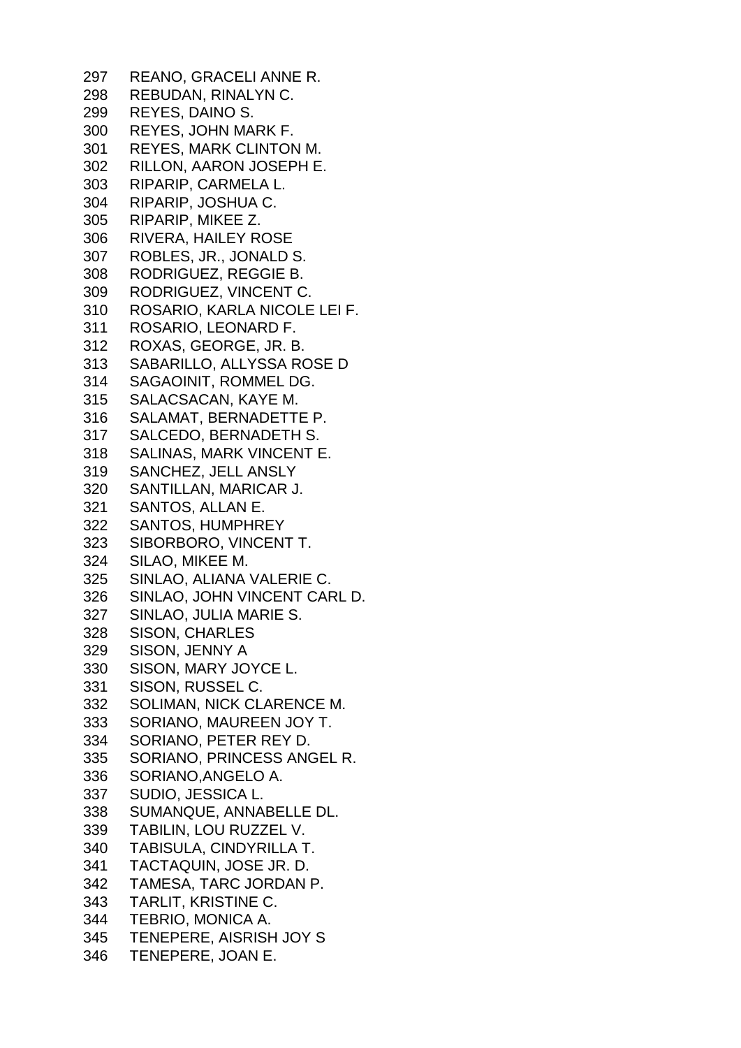297 REANO, GRACELI ANNE R.
298 REBUDAN, RINALYN C.
299 REYES, DAINO S.
300 REYES, JOHN MARK F.
301 REYES, MARK CLINTON M.
302 RILLON, AARON JOSEPH E.
303 RIPARIP, CARMELA L.
304 RIPARIP, JOSHUA C.
305 RIPARIP, MIKEE Z.
306 RIVERA, HAILEY ROSE
307 ROBLES, JR., JONALD S.
308 RODRIGUEZ, REGGIE B.
309 RODRIGUEZ, VINCENT C.
310 ROSARIO, KARLA NICOLE LEI F.
311 ROSARIO, LEONARD F.
312 ROXAS, GEORGE, JR. B.
313 SABARILLO, ALLYSSA ROSE D
314 SAGAOINIT, ROMMEL DG.
315 SALACSACAN, KAYE M.
316 SALAMAT, BERNADETTE P.
317 SALCEDO, BERNADETH S.
318 SALINAS, MARK VINCENT E.
319 SANCHEZ, JELL ANSLY
320 SANTILLAN, MARICAR J.
321 SANTOS, ALLAN E.
322 SANTOS, HUMPHREY
323 SIBORBORO, VINCENT T.
324 SILAO, MIKEE M.
325 SINLAO, ALIANA VALERIE C.
326 SINLAO, JOHN VINCENT CARL D.
327 SINLAO, JULIA MARIE S.
328 SISON, CHARLES
329 SISON, JENNY A
330 SISON, MARY JOYCE L.
331 SISON, RUSSEL C.
332 SOLIMAN, NICK CLARENCE M.
333 SORIANO, MAUREEN JOY T.
334 SORIANO, PETER REY D.
335 SORIANO, PRINCESS ANGEL R.
336 SORIANO,ANGELO A.
337 SUDIO, JESSICA L.
338 SUMANQUE, ANNABELLE DL.
339 TABILIN, LOU RUZZEL V.
340 TABISULA, CINDYRILLA T.
341 TACTAQUIN, JOSE JR. D.
342 TAMESA, TARC JORDAN P.
343 TARLIT, KRISTINE C.
344 TEBRIO, MONICA A.
345 TENEPERE, AISRISH JOY S
346 TENEPERE, JOAN E.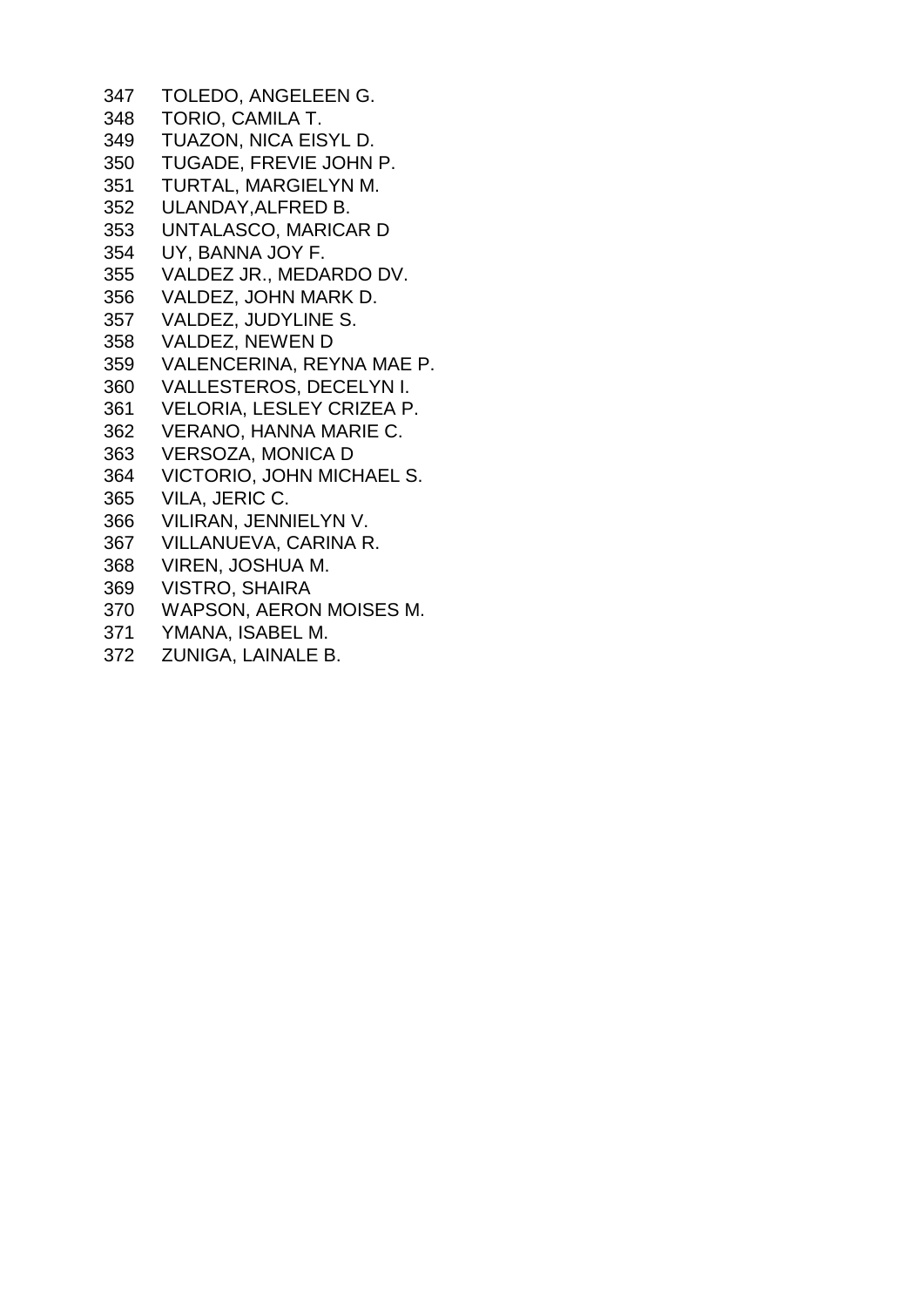347 TOLEDO, ANGELEEN G.
348 TORIO, CAMILA T.
349 TUAZON, NICA EISYL D.
350 TUGADE, FREVIE JOHN P.
351 TURTAL, MARGIELYN M.
352 ULANDAY,ALFRED B.
353 UNTALASCO, MARICAR D
354 UY, BANNA JOY F.
355 VALDEZ JR., MEDARDO DV.
356 VALDEZ, JOHN MARK D.
357 VALDEZ, JUDYLINE S.
358 VALDEZ, NEWEN D
359 VALENCERINA, REYNA MAE P.
360 VALLESTEROS, DECELYN I.
361 VELORIA, LESLEY CRIZEA P.
362 VERANO, HANNA MARIE C.
363 VERSOZA, MONICA D
364 VICTORIO, JOHN MICHAEL S.
365 VILA, JERIC C.
366 VILIRAN, JENNIELYN V.
367 VILLANUEVA, CARINA R.
368 VIREN, JOSHUA M.
369 VISTRO, SHAIRA
370 WAPSON, AERON MOISES M.
371 YMANA, ISABEL M.
372 ZUNIGA, LAINALE B.